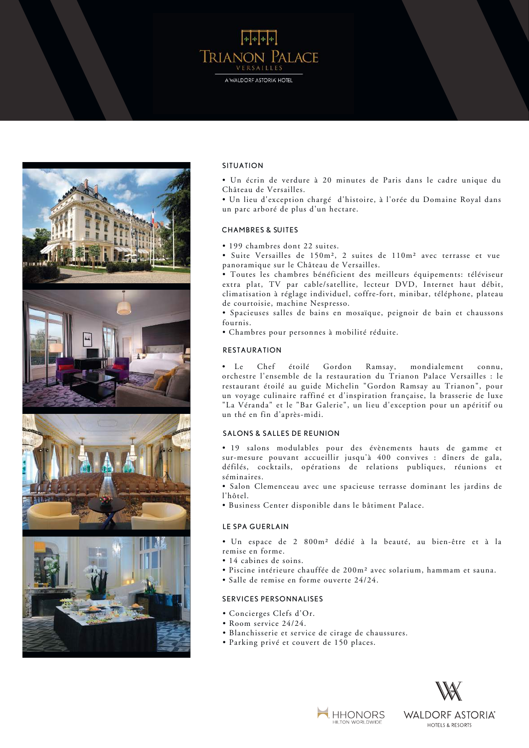# TRIANON PALACE

VERSAILLES

A WALDORF ASTORIA HOTEL

## SITUATION

• Un écrin de verdure à 20 minutes de Paris dans le cadre unique du Château de Versailles.
• Un lieu d'exception chargé d'histoire, à l'orée du Domaine Royal dans un parc arboré de plus d'un hectare.

## CHAMBRES & SUITES

• 199 chambres dont 22 suites.
• Suite Versailles de 150m², 2 suites de 110m² avec terrasse et vue panoramique sur le Château de Versailles.
• Toutes les chambres bénéficient des meilleurs équipements: téléviseur extra plat, TV par cable/satellite, lecteur DVD, Internet haut débit, climatisation à réglage individuel, coffre-fort, minibar, téléphone, plateau de courtoisie, machine Nespresso.
• Spacieuses salles de bains en mosaïque, peignoir de bain et chaussons fournis.
• Chambres pour personnes à mobilité réduite.

## RESTAURATION

• Le Chef étoilé Gordon Ramsay, mondialement connu, orchestre l'ensemble de la restauration du Trianon Palace Versailles : le restaurant étoilé au guide Michelin "Gordon Ramsay au Trianon", pour un voyage culinaire raffiné et d'inspiration française, la brasserie de luxe "La Véranda" et le "Bar Galerie", un lieu d'exception pour un apéritif ou un thé en fin d'après-midi.

## SALONS & SALLES DE REUNION

• 19 salons modulables pour des évènements hauts de gamme et sur-mesure pouvant accueillir jusqu'à 400 convives : dîners de gala, défilés, cocktails, opérations de relations publiques, réunions et séminaires.
• Salon Clemenceau avec une spacieuse terrasse dominant les jardins de l'hôtel.
• Business Center disponible dans le bâtiment Palace.

## LE SPA GUERLAIN

• Un espace de 2 800m² dédié à la beauté, au bien-être et à la remise en forme.
• 14 cabines de soins.
• Piscine intérieure chauffée de 200m² avec solarium, hammam et sauna.
• Salle de remise en forme ouverte 24/24.

## SERVICES PERSONNALISES

• Concierges Clefs d'Or.
• Room service 24/24.
• Blanchisserie et service de cirage de chaussures.
• Parking privé et couvert de 150 places.

HHONORS
HILTON WORLDWIDE

WALDORF ASTORIA
HOTELS & RESORTS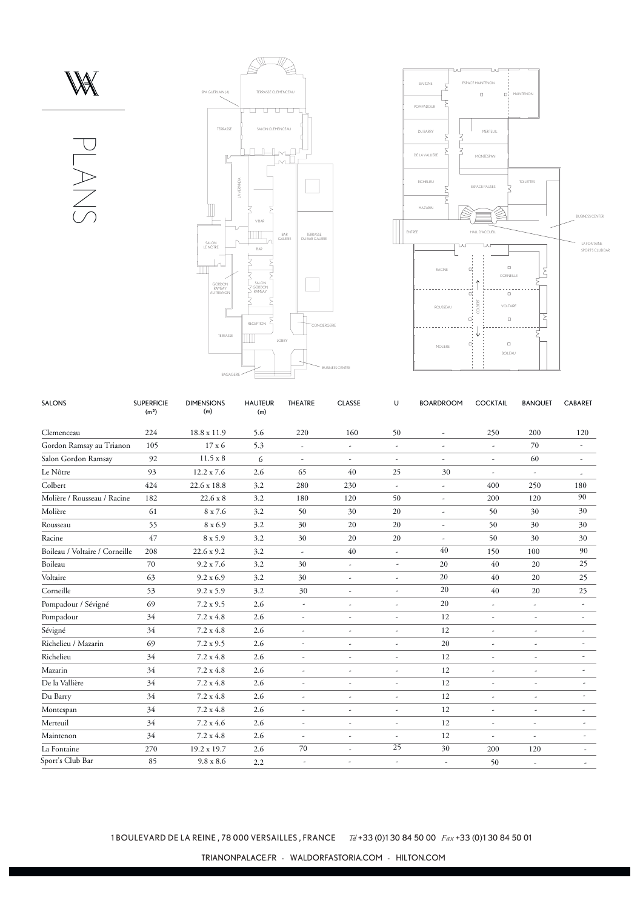# PLANS

SPA GUERLAIN (-1)

TERRASSE CLEMENCEAU

TERRASSE

SALON CLEMENCEAU

LA VERANDA

V BAR

SALON LE NÔTRE

BAR GALERIE

TERRASSE DU BAR GALERIE

BAR

GORDON RAMSAY AU TRIANON

SALON GORDON RAMSAY

RECEPTION

CONCIERGERIE

TERRASSE

LOBBY

BUSINESS CENTER

BAGAGERIE

SEVIGNE

ESPACE MAINTENON

MAINTENON

POMPADOUR

DU BARRY

MERTEUIL

DE LA VALLIERE

MONTESPAN

RICHELIEU

ESPACE PAUSES

TOILETTES

MAZARIN

BUSINESS CENTER

ENTREE

HALL D'ACCUEIL

LA FONTAINE SPORTS CLUB BAR

RACINE

CORNEILLE

ROUSSEAU

COLBERT

VOLTAIRE

MOLIERE

BOILEAU

| SALONS | SUPERFICIE (m²) | DIMENSIONS (m) | HAUTEUR (m) | THEATRE | CLASSE | U | BOARDROOM | COCKTAIL | BANQUET | CABARET |
|---|---|---|---|---|---|---|---|---|---|---|
| Clemenceau | 224 | 18.8 x 11.9 | 5.6 | 220 | 160 | 50 | - | 250 | 200 | 120 |
| Gordon Ramsay au Trianon | 105 | 17 x 6 | 5.3 | - | - | - | - | - | 70 | - |
| Salon Gordon Ramsay | 92 | 11.5 x 8 | 6 | - | - | - | - | - | 60 | - |
| Le Nôtre | 93 | 12.2 x 7.6 | 2.6 | 65 | 40 | 25 | 30 | - | - | - |
| Colbert | 424 | 22.6 x 18.8 | 3.2 | 280 | 230 | - | - | 400 | 250 | 180 |
| Molière / Rousseau / Racine | 182 | 22.6 x 8 | 3.2 | 180 | 120 | 50 | - | 200 | 120 | 90 |
| Molière | 61 | 8 x 7.6 | 3.2 | 50 | 30 | 20 | - | 50 | 30 | 30 |
| Rousseau | 55 | 8 x 6.9 | 3.2 | 30 | 20 | 20 | - | 50 | 30 | 30 |
| Racine | 47 | 8 x 5.9 | 3.2 | 30 | 20 | 20 | - | 50 | 30 | 30 |
| Boileau / Voltaire / Corneille | 208 | 22.6 x 9.2 | 3.2 | - | 40 | - | 40 | 150 | 100 | 90 |
| Boileau | 70 | 9.2 x 7.6 | 3.2 | 30 | - | - | 20 | 40 | 20 | 25 |
| Voltaire | 63 | 9.2 x 6.9 | 3.2 | 30 | - | - | 20 | 40 | 20 | 25 |
| Corneille | 53 | 9.2 x 5.9 | 3.2 | 30 | - | - | 20 | 40 | 20 | 25 |
| Pompadour / Sévigné | 69 | 7.2 x 9.5 | 2.6 | - | - | - | 20 | - | - | - |
| Pompadour | 34 | 7.2 x 4.8 | 2.6 | - | - | - | 12 | - | - | - |
| Sévigné | 34 | 7.2 x 4.8 | 2.6 | - | - | - | 12 | - | - | - |
| Richelieu / Mazarin | 69 | 7.2 x 9.5 | 2.6 | - | - | - | 20 | - | - | - |
| Richelieu | 34 | 7.2 x 4.8 | 2.6 | - | - | - | 12 | - | - | - |
| Mazarin | 34 | 7.2 x 4.8 | 2.6 | - | - | - | 12 | - | - | - |
| De la Vallière | 34 | 7.2 x 4.8 | 2.6 | - | - | - | 12 | - | - | - |
| Du Barry | 34 | 7.2 x 4.8 | 2.6 | - | - | - | 12 | - | - | - |
| Montespan | 34 | 7.2 x 4.8 | 2.6 | - | - | - | 12 | - | - | - |
| Merteuil | 34 | 7.2 x 4.6 | 2.6 | - | - | - | 12 | - | - | - |
| Maintenon | 34 | 7.2 x 4.8 | 2.6 | - | - | - | 12 | - | - | - |
| La Fontaine | 270 | 19.2 x 19.7 | 2.6 | 70 | - | 25 | 30 | 200 | 120 | - |
| Sport's Club Bar | 85 | 9.8 x 8.6 | 2.2 | - | - | - | - | 50 | - | - |

1 BOULEVARD DE LA REINE , 78 000 VERSAILLES , FRANCE *Tel* +33 (0)1 30 84 50 00 *Fax* +33 (0)1 30 84 50 01

TRIANONPALACE.FR - WALDORFASTORIA.COM - HILTON.COM